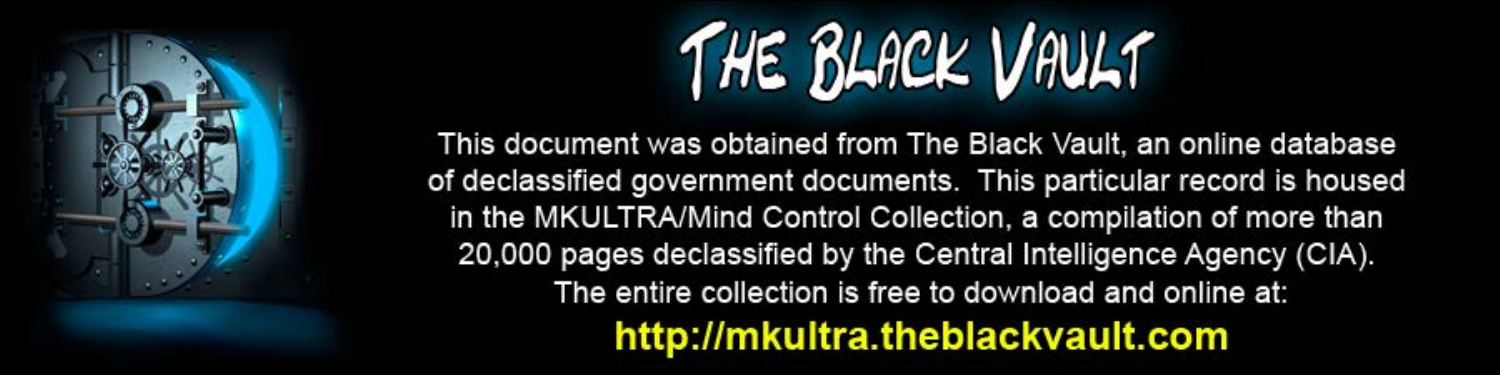# THE BLACK VAULT

This document was obtained from The Black Vault, an online database of declassified government documents. This particular record is housed in the MKULTRA/Mind Control Collection, a compilation of more than 20,000 pages declassified by the Central Intelligence Agency (CIA). The entire collection is free to download and online at:

**http://mkultra.theblackvault.com**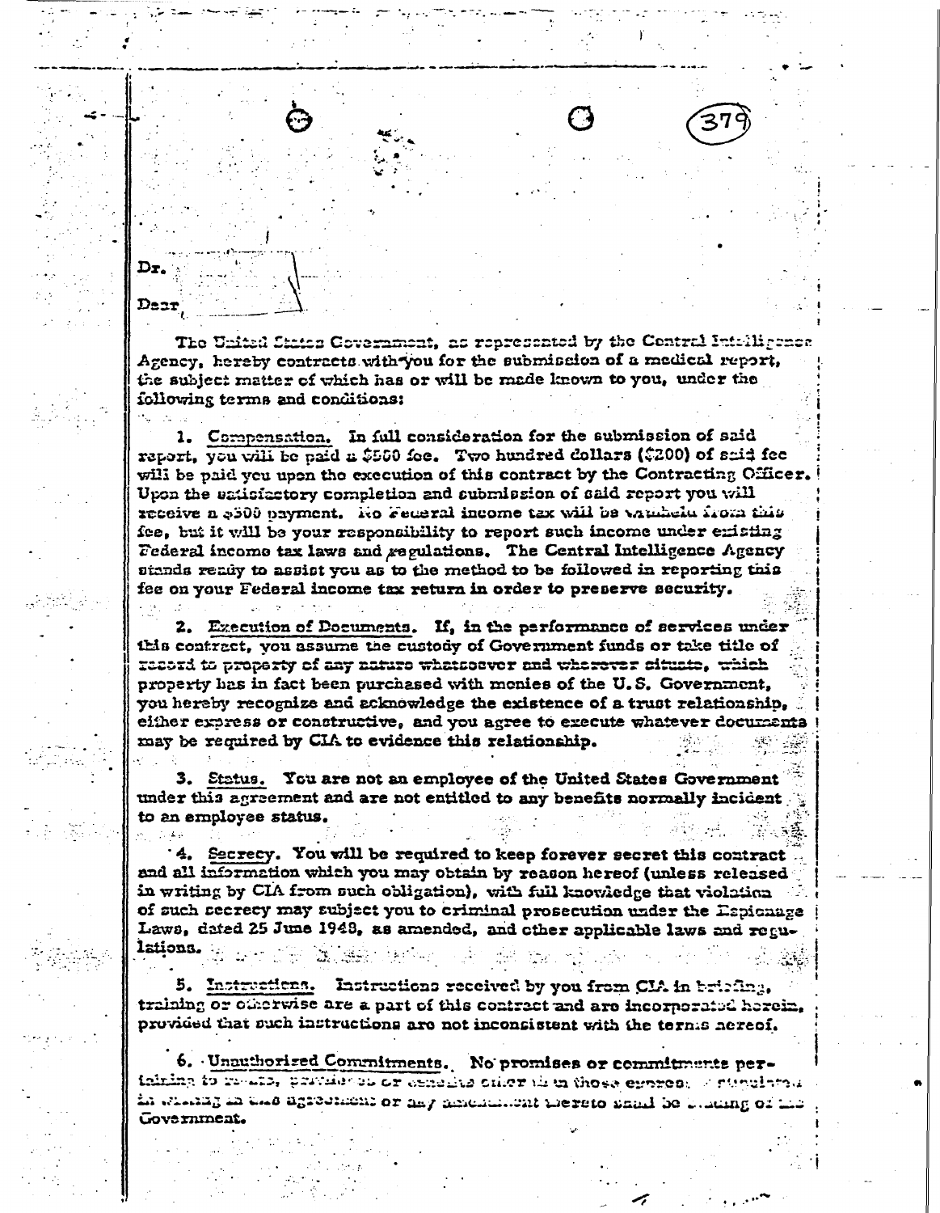Dr.

Dear

The United States Government, as represented by the Central Intelligence Agency, hereby contracts with you for the submission of a medical report, the subject matter of which has or will be made known to you, under the following terms and conditions:

1. Compensation. In full consideration for the submission of said report, you will be paid a $500 fee. Two hundred dollars ($200) of said fee will be paid you upon the execution of this contract by the Contracting Officer. Upon the satisfactory completion and submission of said report you will receive a $300 payment. No Federal income tax will be withheld from this fee, but it will be your responsibility to report such income under existing Federal income tax laws and regulations. The Central Intelligence Agency stands ready to assist you as to the method to be followed in reporting this fee on your Federal income tax return in order to preserve security.

2. Execution of Documents. If, in the performance of services under this contract, you assume the custody of Government funds or take title of record to property of any nature whatsoever and wherever situate, which property has in fact been purchased with monies of the U.S. Government, you hereby recognize and acknowledge the existence of a trust relationship, either express or constructive, and you agree to execute whatever documents may be required by CIA to evidence this relationship.

3. Status. You are not an employee of the United States Government under this agreement and are not entitled to any benefits normally incident to an employee status.

4. Secrecy. You will be required to keep forever secret this contract and all information which you may obtain by reason hereof (unless released in writing by CIA from such obligation), with full knowledge that violation of such secrecy may subject you to criminal prosecution under the Espionage Laws, dated 25 June 1948, as amended, and other applicable laws and regulations.

5. Instructions. Instructions received by you from CIA in briefing, training or otherwise are a part of this contract and are incorporated herein, provided that such instructions are not inconsistent with the terms hereof.

6. Unauthorized Commitments. No promises or commitments pertaining to rewards, privileges or benefits other than those expressly stipulated in writing in this agreement or any amendment thereto shall be binding on the Government.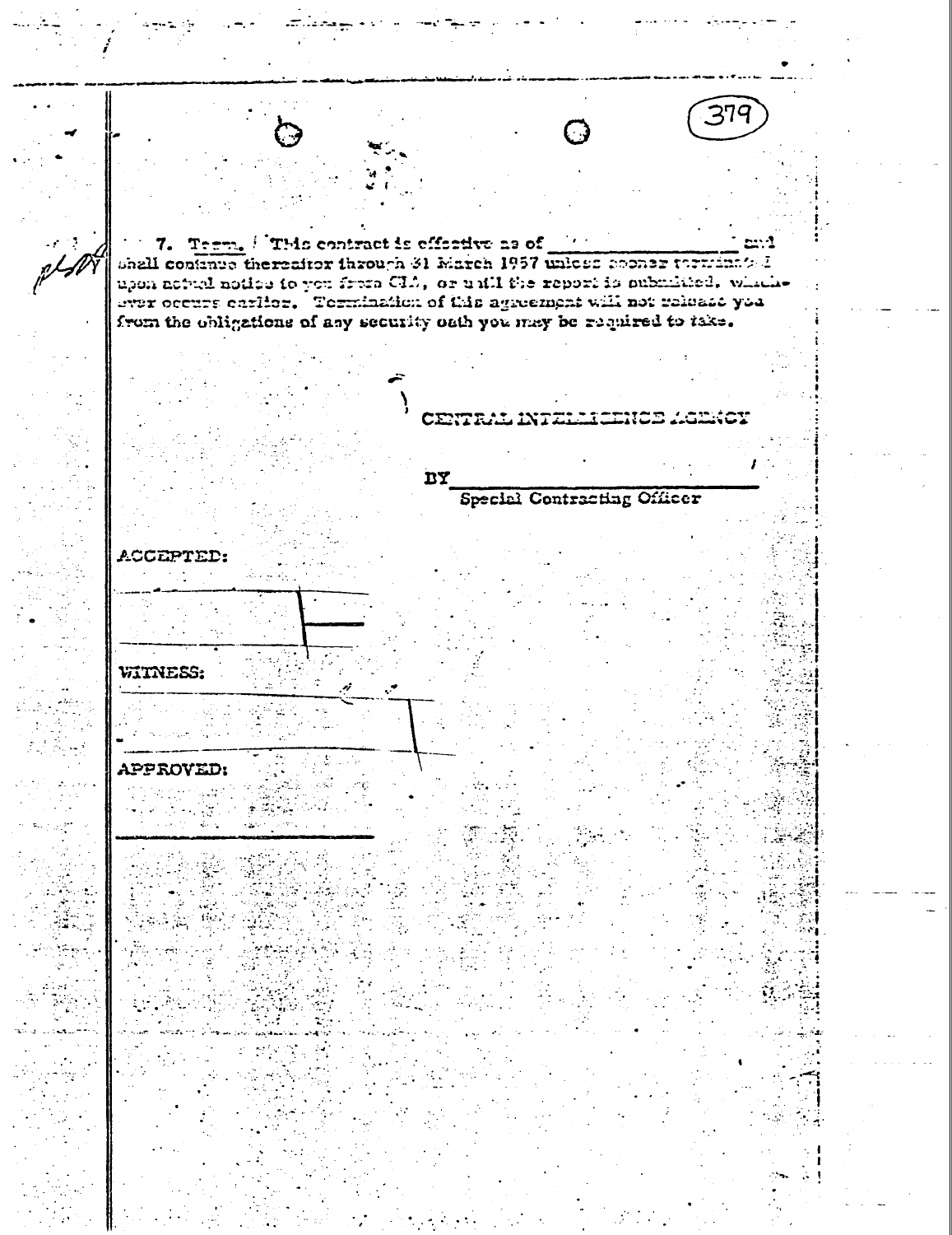7. **Term.** This contract is effective as of _________________ and shall continue thereafter through 31 March 1957 unless sooner terminated upon actual notice to you from CIA, or until the report is submitted, whichever occurs earlier. Termination of this agreement will not release you from the obligations of any security oath you may be required to take.

CENTRAL INTELLIGENCE AGENCY

BY_______________________________
Special Contracting Officer

ACCEPTED:

_______________________________

_______________________________

WITNESS:

_______________________________

_______________________________

APPROVED:

_______________________________